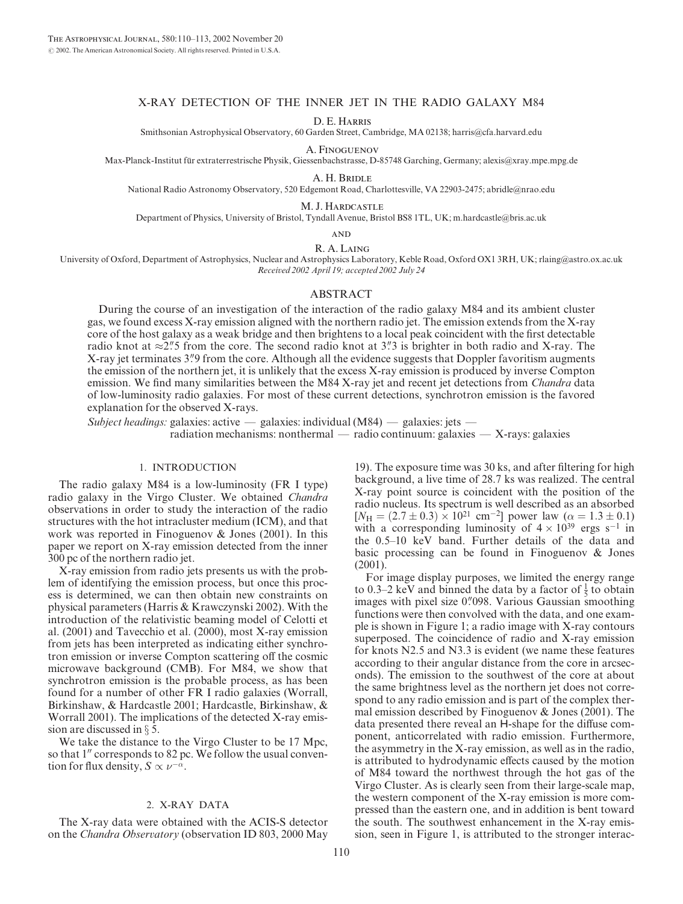# X-RAY DETECTION OF THE INNER JET IN THE RADIO GALAXY M84

D. E. Harris

Smithsonian Astrophysical Observatory, 60 Garden Street, Cambridge, MA 02138; harris@cfa.harvard.edu

A. Finoguenov

Max-Planck-Institut für extraterrestrische Physik, Giessenbachstrasse, D-85748 Garching, Germany; alexis@xray.mpe.mpg.de

A. H. Bridle

National Radio Astronomy Observatory, 520 Edgemont Road, Charlottesville, VA 22903-2475; abridle@nrao.edu

M. J. Hardcastle

Department of Physics, University of Bristol, Tyndall Avenue, Bristol BS8 1TL, UK; m.hardcastle@bris.ac.uk

and

R. A. Laing

University of Oxford, Department of Astrophysics, Nuclear and Astrophysics Laboratory, Keble Road, Oxford OX1 3RH, UK; rlaing@astro.ox.ac.uk

*Received 2002 April 19; accepted 2002 July 24*

## ABSTRACT

During the course of an investigation of the interaction of the radio galaxy M84 and its ambient cluster gas, we found excess X-ray emission aligned with the northern radio jet. The emission extends from the X-ray core of the host galaxy as a weak bridge and then brightens to a local peak coincident with the first detectable radio knot at $\approx 2\farcs5$ from the core. The second radio knot at $3\farcs3$ is brighter in both radio and X-ray. The X-ray jet terminates $3\farcs9$ from the core. Although all the evidence suggests that Doppler favoritism augments the emission of the northern jet, it is unlikely that the excess X-ray emission is produced by inverse Compton emission. We find many similarities between the M84 X-ray jet and recent jet detections from *Chandra* data of low-luminosity radio galaxies. For most of these current detections, synchrotron emission is the favored explanation for the observed X-rays.

*Subject headings:* galaxies: active — galaxies: individual (M84) — galaxies: jets — radiation mechanisms: nonthermal — radio continuum: galaxies — X-rays: galaxies

## 1. INTRODUCTION

The radio galaxy M84 is a low-luminosity (FR I type) radio galaxy in the Virgo Cluster. We obtained *Chandra* observations in order to study the interaction of the radio structures with the hot intracluster medium (ICM), and that work was reported in Finoguenov & Jones (2001). In this paper we report on X-ray emission detected from the inner 300 pc of the northern radio jet.

X-ray emission from radio jets presents us with the problem of identifying the emission process, but once this process is determined, we can then obtain new constraints on physical parameters (Harris & Krawczynski 2002). With the introduction of the relativistic beaming model of Celotti et al. (2001) and Tavecchio et al. (2000), most X-ray emission from jets has been interpreted as indicating either synchrotron emission or inverse Compton scattering off the cosmic microwave background (CMB). For M84, we show that synchrotron emission is the probable process, as has been found for a number of other FR I radio galaxies (Worrall, Birkinshaw, & Hardcastle 2001; Hardcastle, Birkinshaw, & Worrall 2001). The implications of the detected X-ray emission are discussed in § 5.

We take the distance to the Virgo Cluster to be 17 Mpc, so that $1''$ corresponds to 82 pc. We follow the usual convention for flux density, $S \propto \nu^{-\alpha}$.

## 2. X-RAY DATA

The X-ray data were obtained with the ACIS-S detector on the *Chandra Observatory* (observation ID 803, 2000 May 19). The exposure time was 30 ks, and after filtering for high background, a live time of 28.7 ks was realized. The central X-ray point source is coincident with the position of the radio nucleus. Its spectrum is well described as an absorbed [$N_{\rm H} = (2.7 \pm 0.3) \times 10^{21}$ cm$^{-2}$] power law ($\alpha = 1.3 \pm 0.1$) with a corresponding luminosity of $4 \times 10^{39}$ ergs s$^{-1}$ in the 0.5–10 keV band. Further details of the data and basic processing can be found in Finoguenov & Jones (2001).

For image display purposes, we limited the energy range to 0.3–2 keV and binned the data by a factor of $\frac{1}{5}$ to obtain images with pixel size $0\farcs098$. Various Gaussian smoothing functions were then convolved with the data, and one example is shown in Figure 1; a radio image with X-ray contours superposed. The coincidence of radio and X-ray emission for knots N2.5 and N3.3 is evident (we name these features according to their angular distance from the core in arcseconds). The emission to the southwest of the core at about the same brightness level as the northern jet does not correspond to any radio emission and is part of the complex thermal emission described by Finoguenov & Jones (2001). The data presented there reveal an H-shape for the diffuse component, anticorrelated with radio emission. Furthermore, the asymmetry in the X-ray emission, as well as in the radio, is attributed to hydrodynamic effects caused by the motion of M84 toward the northwest through the hot gas of the Virgo Cluster. As is clearly seen from their large-scale map, the western component of the X-ray emission is more compressed than the eastern one, and in addition is bent toward the south. The southwest enhancement in the X-ray emission, seen in Figure 1, is attributed to the stronger interac-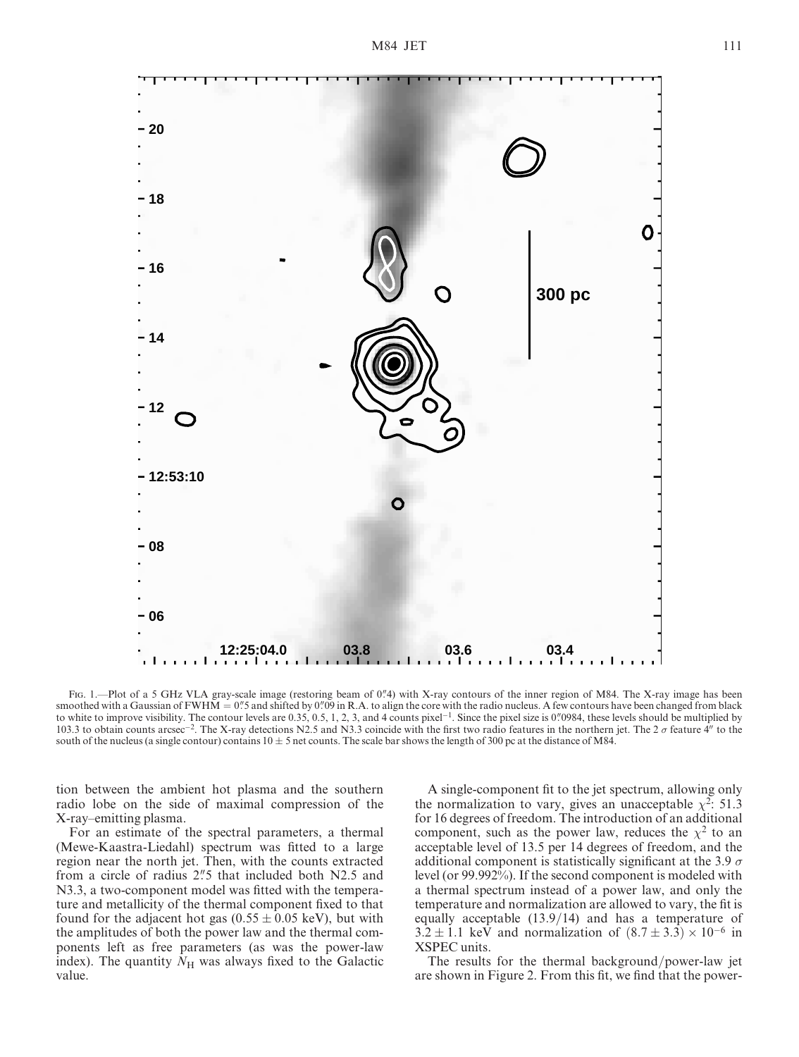Fig. 1.—Plot of a 5 GHz VLA gray-scale image (restoring beam of 0″.4) with X-ray contours of the inner region of M84. The X-ray image has been smoothed with a Gaussian of FWHM = 0″.5 and shifted by 0″.09 in R.A. to align the core with the radio nucleus. A few contours have been changed from black to white to improve visibility. The contour levels are 0.35, 0.5, 1, 2, 3, and 4 counts pixel$^{-1}$. Since the pixel size is 0″.0984, these levels should be multiplied by 103.3 to obtain counts arcsec$^{-2}$. The X-ray detections N2.5 and N3.3 coincide with the first two radio features in the northern jet. The 2 $\sigma$ feature 4″ to the south of the nucleus (a single contour) contains $10 \pm 5$ net counts. The scale bar shows the length of 300 pc at the distance of M84.

tion between the ambient hot plasma and the southern radio lobe on the side of maximal compression of the X-ray–emitting plasma.

For an estimate of the spectral parameters, a thermal (Mewe-Kaastra-Liedahl) spectrum was fitted to a large region near the north jet. Then, with the counts extracted from a circle of radius 2″.5 that included both N2.5 and N3.3, a two-component model was fitted with the temperature and metallicity of the thermal component fixed to that found for the adjacent hot gas ($0.55 \pm 0.05$ keV), but with the amplitudes of both the power law and the thermal components left as free parameters (as was the power-law index). The quantity $N_{\rm H}$ was always fixed to the Galactic value.

A single-component fit to the jet spectrum, allowing only the normalization to vary, gives an unacceptable $\chi^2$: 51.3 for 16 degrees of freedom. The introduction of an additional component, such as the power law, reduces the $\chi^2$ to an acceptable level of 13.5 per 14 degrees of freedom, and the additional component is statistically significant at the 3.9 $\sigma$ level (or 99.992%). If the second component is modeled with a thermal spectrum instead of a power law, and only the temperature and normalization are allowed to vary, the fit is equally acceptable (13.9/14) and has a temperature of $3.2 \pm 1.1$ keV and normalization of $(8.7 \pm 3.3) \times 10^{-6}$ in XSPEC units.

The results for the thermal background/power-law jet are shown in Figure 2. From this fit, we find that the power-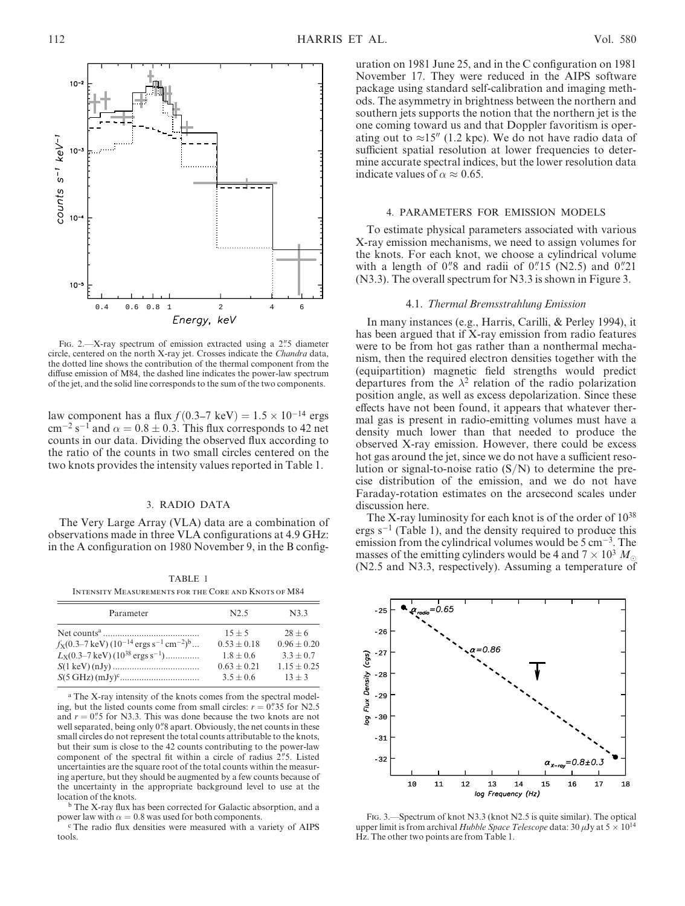Fig. 2.—X-ray spectrum of emission extracted using a 2″.5 diameter circle, centered on the north X-ray jet. Crosses indicate the *Chandra* data, the dotted line shows the contribution of the thermal component from the diffuse emission of M84, the dashed line indicates the power-law spectrum of the jet, and the solid line corresponds to the sum of the two components.

law component has a flux $f(0.3\text{–}7\ \mathrm{keV}) = 1.5 \times 10^{-14}$ ergs cm$^{-2}$ s$^{-1}$ and $\alpha = 0.8 \pm 0.3$. This flux corresponds to 42 net counts in our data. Dividing the observed flux according to the ratio of the counts in two small circles centered on the two knots provides the intensity values reported in Table 1.

## 3. RADIO DATA

The Very Large Array (VLA) data are a combination of observations made in three VLA configurations at 4.9 GHz: in the A configuration on 1980 November 9, in the B configuration on 1981 June 25, and in the C configuration on 1981 November 17. They were reduced in the AIPS software package using standard self-calibration and imaging methods. The asymmetry in brightness between the northern and southern jets supports the notion that the northern jet is the one coming toward us and that Doppler favoritism is operating out to $\approx$15″ (1.2 kpc). We do not have radio data of sufficient spatial resolution at lower frequencies to determine accurate spectral indices, but the lower resolution data indicate values of $\alpha \approx 0.65$.

TABLE 1
Intensity Measurements for the Core and Knots of M84

| Parameter | N2.5 | N3.3 |
|---|---|---|
| Net counts[a] | $15 \pm 5$ | $28 \pm 6$ |
| $f_X$(0.3–7 keV) ($10^{-14}$ ergs s$^{-1}$ cm$^{-2}$)[b] | $0.53 \pm 0.18$ | $0.96 \pm 0.20$ |
| $L_X$(0.3–7 keV) ($10^{38}$ ergs s$^{-1}$) | $1.8 \pm 0.6$ | $3.3 \pm 0.7$ |
| $S$(1 keV) (nJy) | $0.63 \pm 0.21$ | $1.15 \pm 0.25$ |
| $S$(5 GHz) (mJy)[c] | $3.5 \pm 0.6$ | $13 \pm 3$ |

[a] The X-ray intensity of the knots comes from the spectral modeling, but the listed counts come from small circles: $r = 0''.35$ for N2.5 and $r = 0''.5$ for N3.3. This was done because the two knots are not well separated, being only 0″.8 apart. Obviously, the net counts in these small circles do not represent the total counts attributable to the knots, but their sum is close to the 42 counts contributing to the power-law component of the spectral fit within a circle of radius 2″.5. Listed uncertainties are the square root of the total counts within the measuring aperture, but they should be augmented by a few counts because of the uncertainty in the appropriate background level to use at the location of the knots.

[b] The X-ray flux has been corrected for Galactic absorption, and a power law with $\alpha = 0.8$ was used for both components.

[c] The radio flux densities were measured with a variety of AIPS tools.

## 4. PARAMETERS FOR EMISSION MODELS

To estimate physical parameters associated with various X-ray emission mechanisms, we need to assign volumes for the knots. For each knot, we choose a cylindrical volume with a length of 0″.8 and radii of 0″.15 (N2.5) and 0″.21 (N3.3). The overall spectrum for N3.3 is shown in Figure 3.

### 4.1. *Thermal Bremsstrahlung Emission*

In many instances (e.g., Harris, Carilli, & Perley 1994), it has been argued that if X-ray emission from radio features were to be from hot gas rather than a nonthermal mechanism, then the required electron densities together with the (equipartition) magnetic field strengths would predict departures from the $\lambda^2$ relation of the radio polarization position angle, as well as excess depolarization. Since these effects have not been found, it appears that whatever thermal gas is present in radio-emitting volumes must have a density much lower than that needed to produce the observed X-ray emission. However, there could be excess hot gas around the jet, since we do not have a sufficient resolution or signal-to-noise ratio (S/N) to determine the precise distribution of the emission, and we do not have Faraday-rotation estimates on the arcsecond scales under discussion here.

The X-ray luminosity for each knot is of the order of $10^{38}$ ergs s$^{-1}$ (Table 1), and the density required to produce this emission from the cylindrical volumes would be 5 cm$^{-3}$. The masses of the emitting cylinders would be 4 and $7 \times 10^3\ M_\odot$ (N2.5 and N3.3, respectively). Assuming a temperature of

Fig. 3.—Spectrum of knot N3.3 (knot N2.5 is quite similar). The optical upper limit is from archival *Hubble Space Telescope* data: 30 $\mu$Jy at $5 \times 10^{14}$ Hz. The other two points are from Table 1.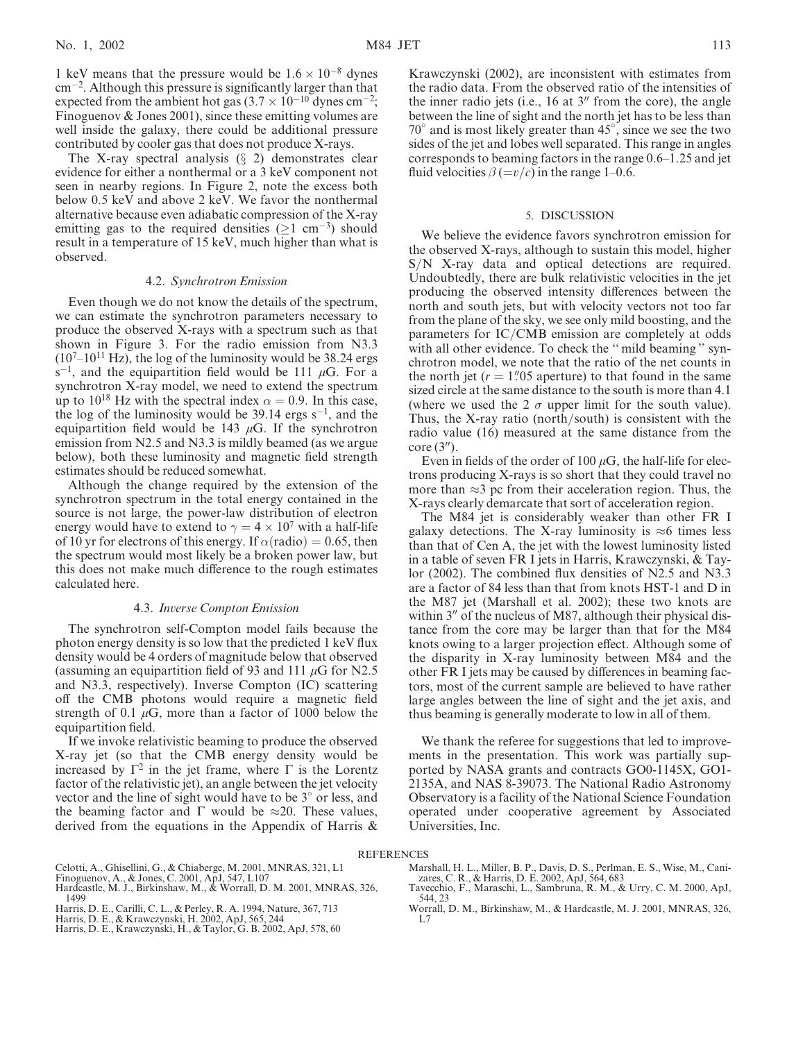1 keV means that the pressure would be $1.6 \times 10^{-8}$ dynes cm$^{-2}$. Although this pressure is significantly larger than that expected from the ambient hot gas ($3.7 \times 10^{-10}$ dynes cm$^{-2}$; Finoguenov & Jones 2001), since these emitting volumes are well inside the galaxy, there could be additional pressure contributed by cooler gas that does not produce X-rays.

The X-ray spectral analysis (§ 2) demonstrates clear evidence for either a nonthermal or a 3 keV component not seen in nearby regions. In Figure 2, note the excess both below 0.5 keV and above 2 keV. We favor the nonthermal alternative because even adiabatic compression of the X-ray emitting gas to the required densities ($\gtrsim 1$ cm$^{-3}$) should result in a temperature of 15 keV, much higher than what is observed.

### 4.2. *Synchrotron Emission*

Even though we do not know the details of the spectrum, we can estimate the synchrotron parameters necessary to produce the observed X-rays with a spectrum such as that shown in Figure 3. For the radio emission from N3.3 ($10^7$–$10^{11}$ Hz), the log of the luminosity would be 38.24 ergs s$^{-1}$, and the equipartition field would be 111 $\mu$G. For a synchrotron X-ray model, we need to extend the spectrum up to $10^{18}$ Hz with the spectral index $\alpha = 0.9$. In this case, the log of the luminosity would be 39.14 ergs s$^{-1}$, and the equipartition field would be 143 $\mu$G. If the synchrotron emission from N2.5 and N3.3 is mildly beamed (as we argue below), both these luminosity and magnetic field strength estimates should be reduced somewhat.

Although the change required by the extension of the synchrotron spectrum in the total energy contained in the source is not large, the power-law distribution of electron energy would have to extend to $\gamma = 4 \times 10^7$ with a half-life of 10 yr for electrons of this energy. If $\alpha(\text{radio}) = 0.65$, then the spectrum would most likely be a broken power law, but this does not make much difference to the rough estimates calculated here.

### 4.3. *Inverse Compton Emission*

The synchrotron self-Compton model fails because the photon energy density is so low that the predicted 1 keV flux density would be 4 orders of magnitude below that observed (assuming an equipartition field of 93 and 111 $\mu$G for N2.5 and N3.3, respectively). Inverse Compton (IC) scattering off the CMB photons would require a magnetic field strength of 0.1 $\mu$G, more than a factor of 1000 below the equipartition field.

If we invoke relativistic beaming to produce the observed X-ray jet (so that the CMB energy density would be increased by $\Gamma^2$ in the jet frame, where $\Gamma$ is the Lorentz factor of the relativistic jet), an angle between the jet velocity vector and the line of sight would have to be $3^\circ$ or less, and the beaming factor and $\Gamma$ would be $\approx 20$. These values, derived from the equations in the Appendix of Harris & Krawczynski (2002), are inconsistent with estimates from the radio data. From the observed ratio of the intensities of the inner radio jets (i.e., 16 at $3''$ from the core), the angle between the line of sight and the north jet has to be less than $70^\circ$ and is most likely greater than $45^\circ$, since we see the two sides of the jet and lobes well separated. This range in angles corresponds to beaming factors in the range 0.6–1.25 and jet fluid velocities $\beta\,(=v/c)$ in the range 1–0.6.

## 5. DISCUSSION

We believe the evidence favors synchrotron emission for the observed X-rays, although to sustain this model, higher S/N X-ray data and optical detections are required. Undoubtedly, there are bulk relativistic velocities in the jet producing the observed intensity differences between the north and south jets, but with velocity vectors not too far from the plane of the sky, we see only mild boosting, and the parameters for IC/CMB emission are completely at odds with all other evidence. To check the "mild beaming" synchrotron model, we note that the ratio of the net counts in the north jet ($r = 1''\!.05$ aperture) to that found in the same sized circle at the same distance to the south is more than 4.1 (where we used the 2 $\sigma$ upper limit for the south value). Thus, the X-ray ratio (north/south) is consistent with the radio value (16) measured at the same distance from the core ($3''$).

Even in fields of the order of 100 $\mu$G, the half-life for electrons producing X-rays is so short that they could travel no more than $\approx 3$ pc from their acceleration region. Thus, the X-rays clearly demarcate that sort of acceleration region.

The M84 jet is considerably weaker than other FR I galaxy detections. The X-ray luminosity is $\approx 6$ times less than that of Cen A, the jet with the lowest luminosity listed in a table of seven FR I jets in Harris, Krawczynski, & Taylor (2002). The combined flux densities of N2.5 and N3.3 are a factor of 84 less than that from knots HST-1 and D in the M87 jet (Marshall et al. 2002); these two knots are within $3''$ of the nucleus of M87, although their physical distance from the core may be larger than that for the M84 knots owing to a larger projection effect. Although some of the disparity in X-ray luminosity between M84 and the other FR I jets may be caused by differences in beaming factors, most of the current sample are believed to have rather large angles between the line of sight and the jet axis, and thus beaming is generally moderate to low in all of them.

We thank the referee for suggestions that led to improvements in the presentation. This work was partially supported by NASA grants and contracts GO0-1145X, GO1-2135A, and NAS 8-39073. The National Radio Astronomy Observatory is a facility of the National Science Foundation operated under cooperative agreement by Associated Universities, Inc.

## REFERENCES

Celotti, A., Ghisellini, G., & Chiaberge, M. 2001, MNRAS, 321, L1
Finoguenov, A., & Jones, C. 2001, ApJ, 547, L107
Hardcastle, M. J., Birkinshaw, M., & Worrall, D. M. 2001, MNRAS, 326, 1499
Harris, D. E., Carilli, C. L., & Perley, R. A. 1994, Nature, 367, 713
Harris, D. E., & Krawczynski, H. 2002, ApJ, 565, 244
Harris, D. E., Krawczynski, H., & Taylor, G. B. 2002, ApJ, 578, 60
Marshall, H. L., Miller, B. P., Davis, D. S., Perlman, E. S., Wise, M., Canizares, C. R., & Harris, D. E. 2002, ApJ, 564, 683
Tavecchio, F., Maraschi, L., Sambruna, R. M., & Urry, C. M. 2000, ApJ, 544, 23
Worrall, D. M., Birkinshaw, M., & Hardcastle, M. J. 2001, MNRAS, 326, L7